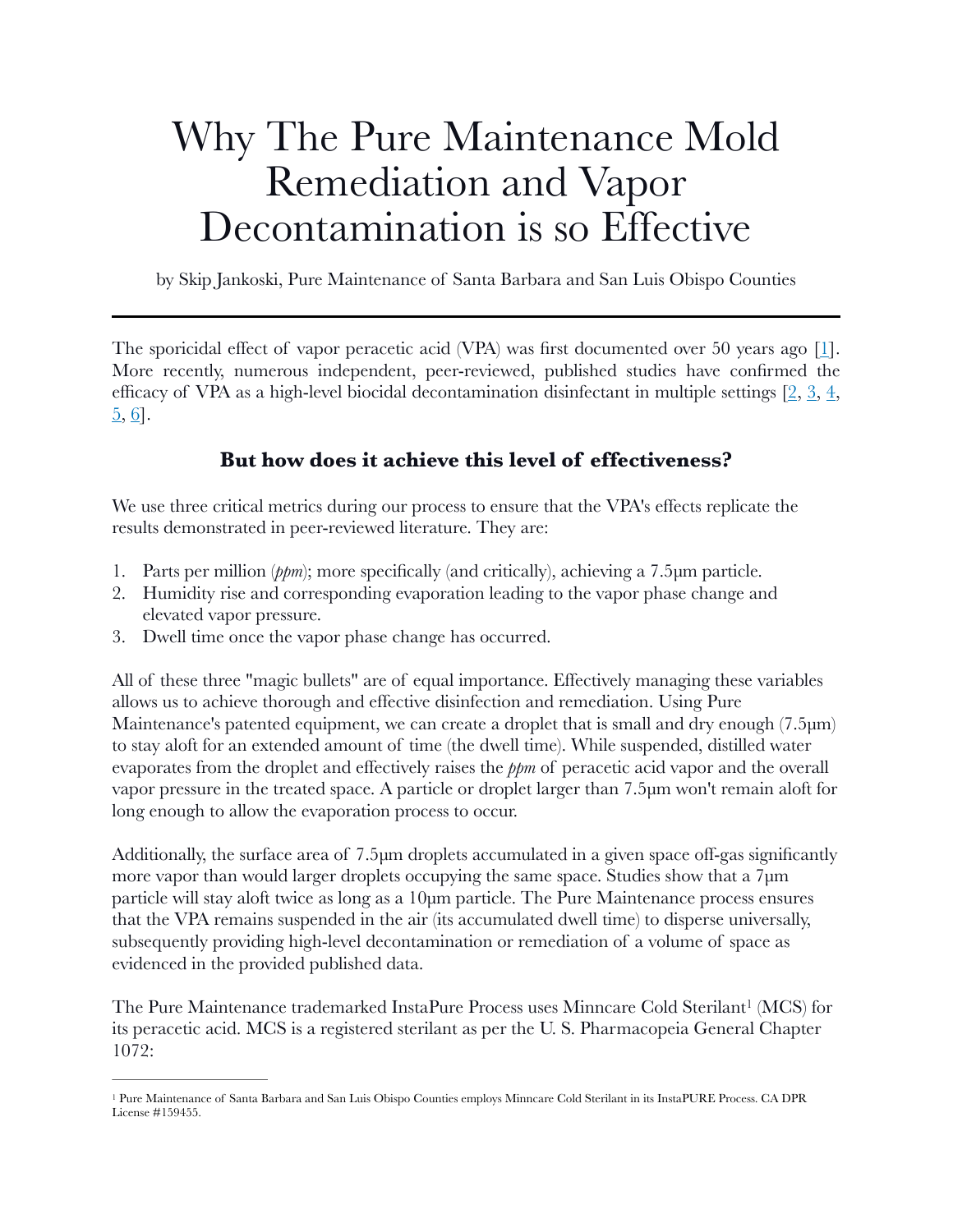# Why The Pure Maintenance Mold Remediation and Vapor Decontamination is so Effective

by Skip Jankoski, Pure Maintenance of Santa Barbara and San Luis Obispo Counties

---

The sporicidal effect of vapor peracetic acid (VPA) was first documented over 50 years ago [1]. More recently, numerous independent, peer-reviewed, published studies have confirmed the efficacy of VPA as a high-level biocidal decontamination disinfectant in multiple settings [2, 3, 4, 5, 6].

### But how does it achieve this level of effectiveness?

We use three critical metrics during our process to ensure that the VPA's effects replicate the results demonstrated in peer-reviewed literature. They are:

1. Parts per million (*ppm*); more specifically (and critically), achieving a 7.5µm particle.
2. Humidity rise and corresponding evaporation leading to the vapor phase change and elevated vapor pressure.
3. Dwell time once the vapor phase change has occurred.

All of these three "magic bullets" are of equal importance. Effectively managing these variables allows us to achieve thorough and effective disinfection and remediation. Using Pure Maintenance's patented equipment, we can create a droplet that is small and dry enough (7.5µm) to stay aloft for an extended amount of time (the dwell time). While suspended, distilled water evaporates from the droplet and effectively raises the *ppm* of peracetic acid vapor and the overall vapor pressure in the treated space. A particle or droplet larger than 7.5µm won't remain aloft for long enough to allow the evaporation process to occur.

Additionally, the surface area of 7.5µm droplets accumulated in a given space off-gas significantly more vapor than would larger droplets occupying the same space. Studies show that a 7µm particle will stay aloft twice as long as a 10µm particle. The Pure Maintenance process ensures that the VPA remains suspended in the air (its accumulated dwell time) to disperse universally, subsequently providing high-level decontamination or remediation of a volume of space as evidenced in the provided published data.

The Pure Maintenance trademarked InstaPure Process uses Minncare Cold Sterilant[1] (MCS) for its peracetic acid. MCS is a registered sterilant as per the U. S. Pharmacopeia General Chapter 1072:

---

[1] Pure Maintenance of Santa Barbara and San Luis Obispo Counties employs Minncare Cold Sterilant in its InstaPURE Process. CA DPR License #159455.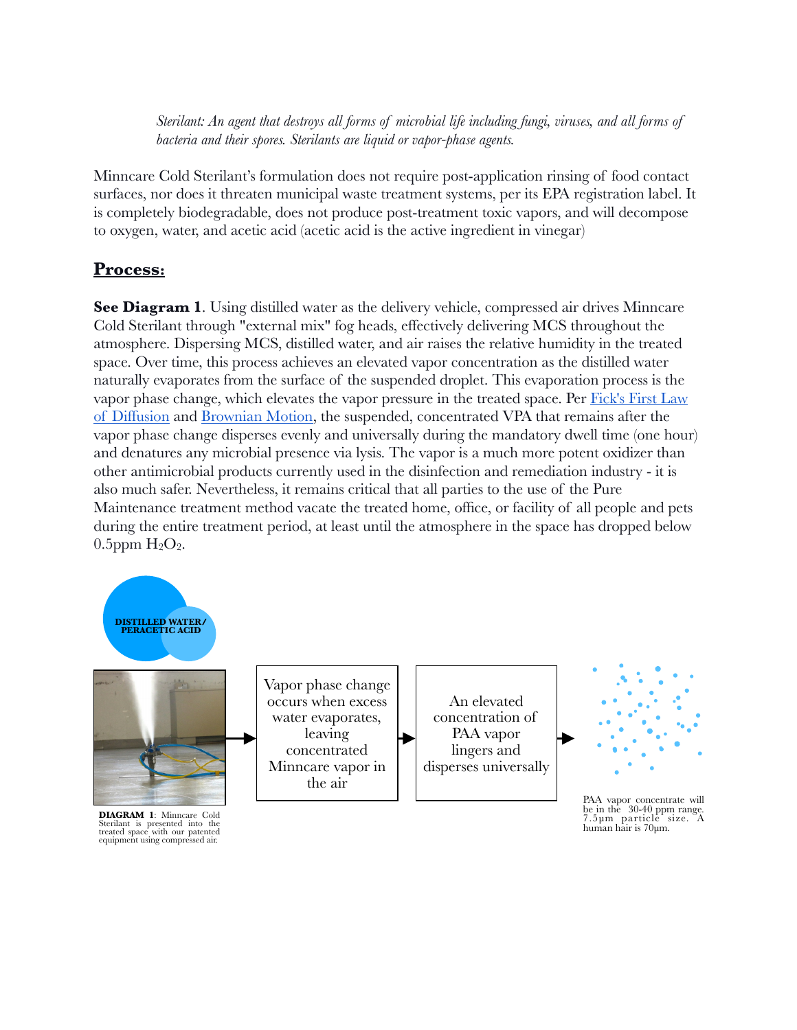*Sterilant: An agent that destroys all forms of microbial life including fungi, viruses, and all forms of bacteria and their spores. Sterilants are liquid or vapor-phase agents.*

Minncare Cold Sterilant's formulation does not require post-application rinsing of food contact surfaces, nor does it threaten municipal waste treatment systems, per its EPA registration label. It is completely biodegradable, does not produce post-treatment toxic vapors, and will decompose to oxygen, water, and acetic acid (acetic acid is the active ingredient in vinegar)

## Process:

**See Diagram 1**. Using distilled water as the delivery vehicle, compressed air drives Minncare Cold Sterilant through "external mix" fog heads, effectively delivering MCS throughout the atmosphere. Dispersing MCS, distilled water, and air raises the relative humidity in the treated space. Over time, this process achieves an elevated vapor concentration as the distilled water naturally evaporates from the surface of the suspended droplet. This evaporation process is the vapor phase change, which elevates the vapor pressure in the treated space. Per Fick's First Law of Diffusion and Brownian Motion, the suspended, concentrated VPA that remains after the vapor phase change disperses evenly and universally during the mandatory dwell time (one hour) and denatures any microbial presence via lysis. The vapor is a much more potent oxidizer than other antimicrobial products currently used in the disinfection and remediation industry - it is also much safer. Nevertheless, it remains critical that all parties to the use of the Pure Maintenance treatment method vacate the treated home, office, or facility of all people and pets during the entire treatment period, at least until the atmosphere in the space has dropped below 0.5ppm $H_2O_2$.

DISTILLED WATER/ PERACETIC ACID

**DIAGRAM 1**: Minncare Cold Sterilant is presented into the treated space with our patented equipment using compressed air.

→ Vapor phase change occurs when excess water evaporates, leaving concentrated Minncare vapor in the air

→ An elevated concentration of PAA vapor lingers and disperses universally

→ PAA vapor concentrate will be in the 30-40 ppm range. 7.5μm particle size. A human hair is 70μm.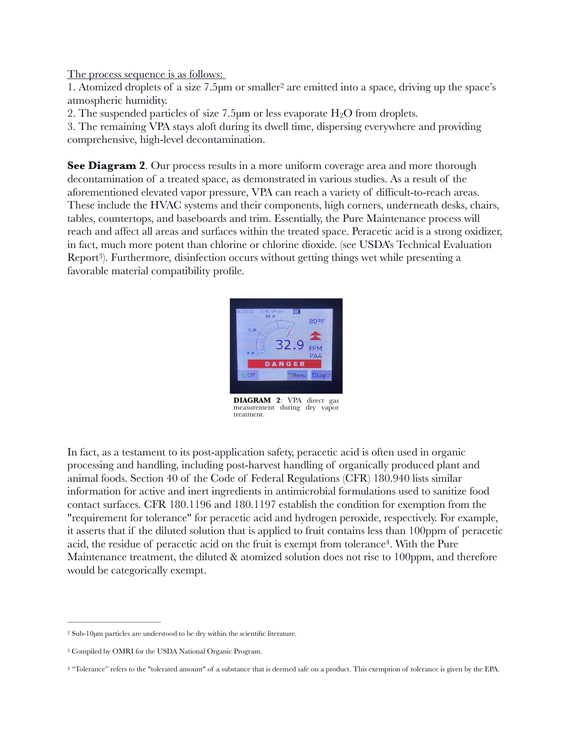<u>The process sequence is as follows:</u>

1. Atomized droplets of a size 7.5μm or smaller[2] are emitted into a space, driving up the space's atmospheric humidity.
2. The suspended particles of size 7.5μm or less evaporate $H_2O$ from droplets.
3. The remaining VPA stays aloft during its dwell time, dispersing everywhere and providing comprehensive, high-level decontamination.

**See Diagram 2**. Our process results in a more uniform coverage area and more thorough decontamination of a treated space, as demonstrated in various studies. As a result of the aforementioned elevated vapor pressure, VPA can reach a variety of difficult-to-reach areas. These include the HVAC systems and their components, high corners, underneath desks, chairs, tables, countertops, and baseboards and trim. Essentially, the Pure Maintenance process will reach and affect all areas and surfaces within the treated space. Peracetic acid is a strong oxidizer, in fact, much more potent than chlorine or chlorine dioxide. (see USDA's Technical Evaluation Report[3]). Furthermore, disinfection occurs without getting things wet while presenting a favorable material compatibility profile.

**DIAGRAM 2**: VPA direct gas measurement during dry vapor treatment.

In fact, as a testament to its post-application safety, peracetic acid is often used in organic processing and handling, including post-harvest handling of organically produced plant and animal foods. Section 40 of the Code of Federal Regulations (CFR) 180.940 lists similar information for active and inert ingredients in antimicrobial formulations used to sanitize food contact surfaces. CFR 180.1196 and 180.1197 establish the condition for exemption from the "requirement for tolerance" for peracetic acid and hydrogen peroxide, respectively. For example, it asserts that if the diluted solution that is applied to fruit contains less than 100ppm of peracetic acid, the residue of peracetic acid on the fruit is exempt from tolerance[4]. With the Pure Maintenance treatment, the diluted & atomized solution does not rise to 100ppm, and therefore would be categorically exempt.

---

[2] Sub-10μm particles are understood to be dry within the scientific literature.

[3] Compiled by OMRI for the USDA National Organic Program.

[4] "Tolerance" refers to the "tolerated amount" of a substance that is deemed safe on a product. This exemption of tolerance is given by the EPA.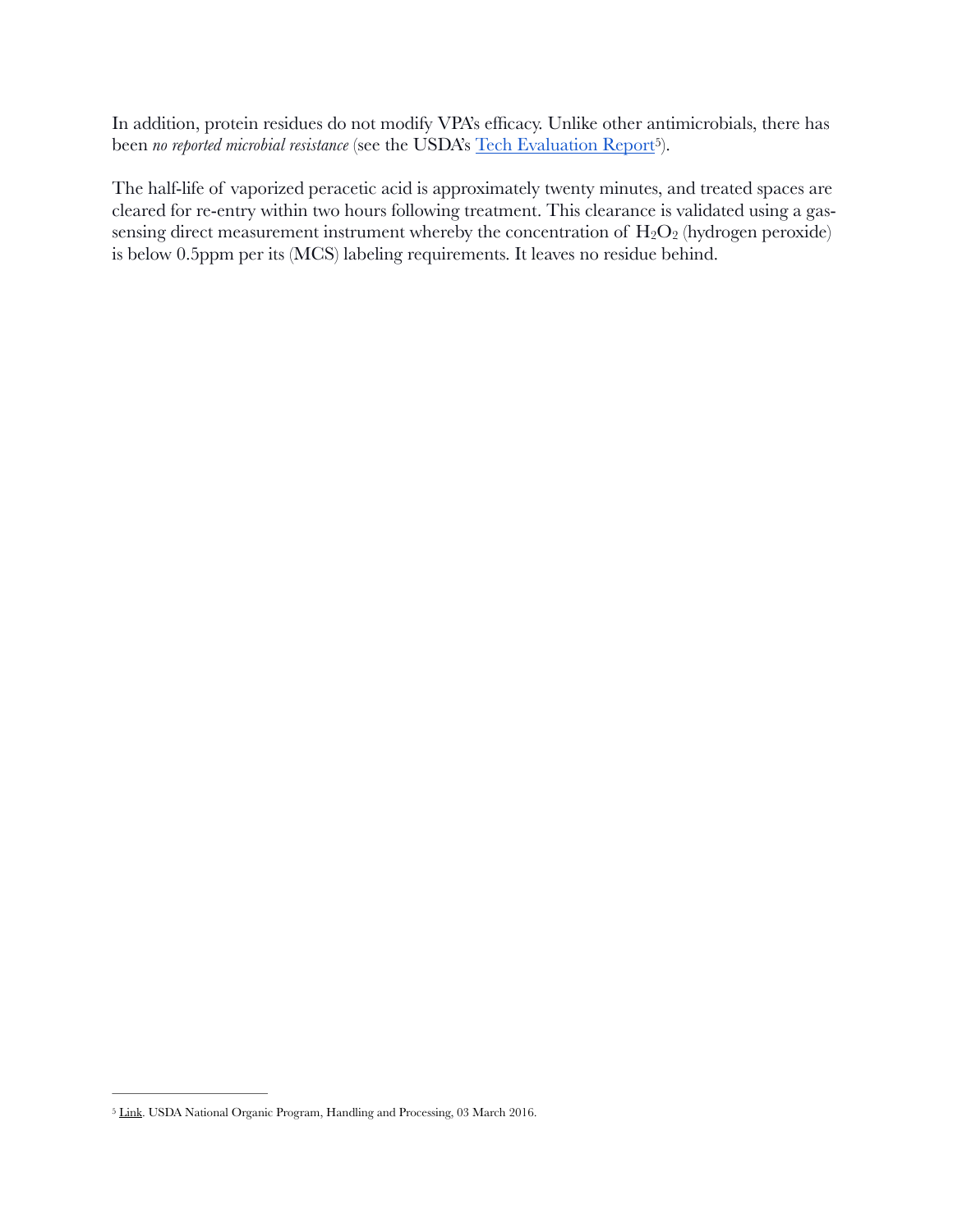In addition, protein residues do not modify VPA's efficacy. Unlike other antimicrobials, there has been *no reported microbial resistance* (see the USDA's Tech Evaluation Report[5]).

The half-life of vaporized peracetic acid is approximately twenty minutes, and treated spaces are cleared for re-entry within two hours following treatment. This clearance is validated using a gas-sensing direct measurement instrument whereby the concentration of $H_2O_2$ (hydrogen peroxide) is below 0.5ppm per its (MCS) labeling requirements. It leaves no residue behind.

---

[5] Link. USDA National Organic Program, Handling and Processing, 03 March 2016.